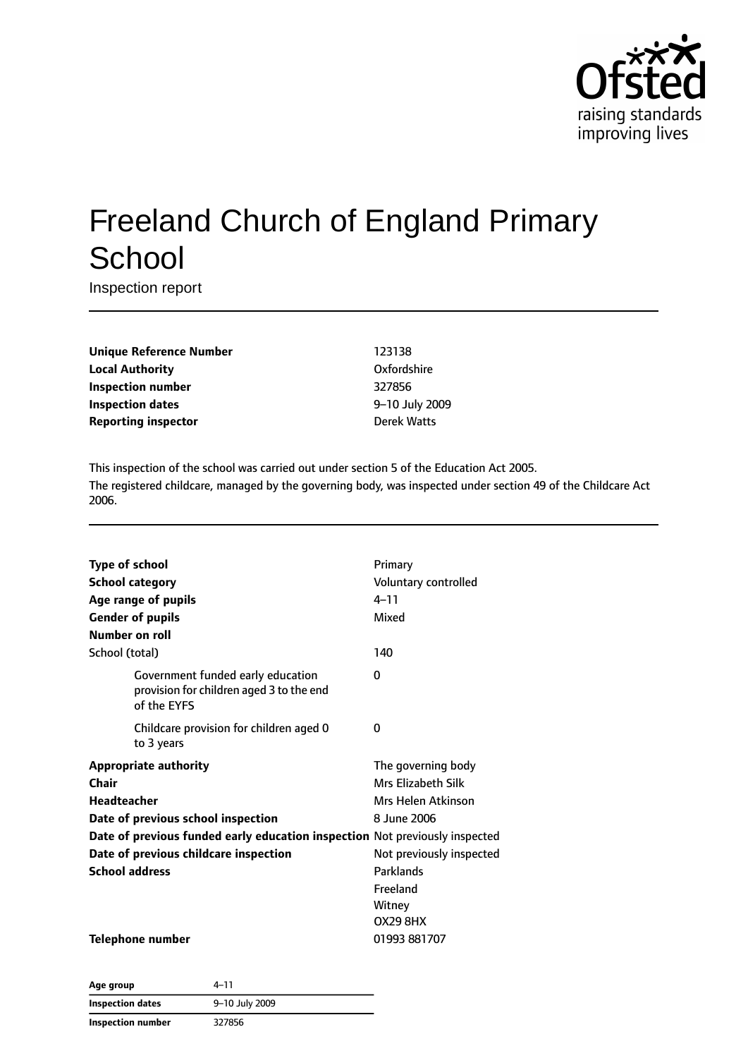# Freeland Church of England Primary School

Inspection report

| | |
|---|---|
| **Unique Reference Number** | 123138 |
| **Local Authority** | Oxfordshire |
| **Inspection number** | 327856 |
| **Inspection dates** | 9–10 July 2009 |
| **Reporting inspector** | Derek Watts |

This inspection of the school was carried out under section 5 of the Education Act 2005.

The registered childcare, managed by the governing body, was inspected under section 49 of the Childcare Act 2006.

| | |
|---|---|
| **Type of school** | Primary |
| **School category** | Voluntary controlled |
| **Age range of pupils** | 4–11 |
| **Gender of pupils** | Mixed |
| **Number on roll** | |
| School (total) | 140 |
| Government funded early education provision for children aged 3 to the end of the EYFS | 0 |
| Childcare provision for children aged 0 to 3 years | 0 |
| **Appropriate authority** | The governing body |
| **Chair** | Mrs Elizabeth Silk |
| **Headteacher** | Mrs Helen Atkinson |
| **Date of previous school inspection** | 8 June 2006 |
| **Date of previous funded early education inspection** | Not previously inspected |
| **Date of previous childcare inspection** | Not previously inspected |
| **School address** | Parklands<br>Freeland<br>Witney<br>OX29 8HX |
| **Telephone number** | 01993 881707 |

| | |
|---|---|
| **Age group** | 4–11 |
| **Inspection dates** | 9–10 July 2009 |
| **Inspection number** | 327856 |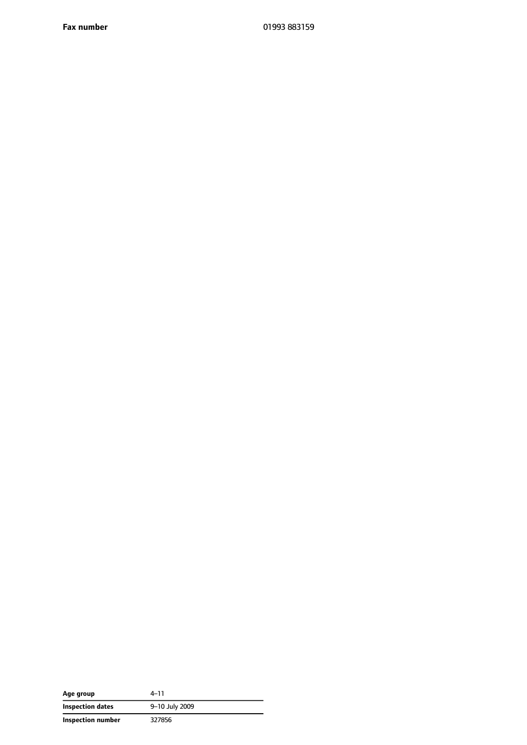| **Fax number** | 01993 883159 |
| --- | --- |

| **Age group** | 4–11 |
| --- | --- |
| **Inspection dates** | 9–10 July 2009 |
| **Inspection number** | 327856 |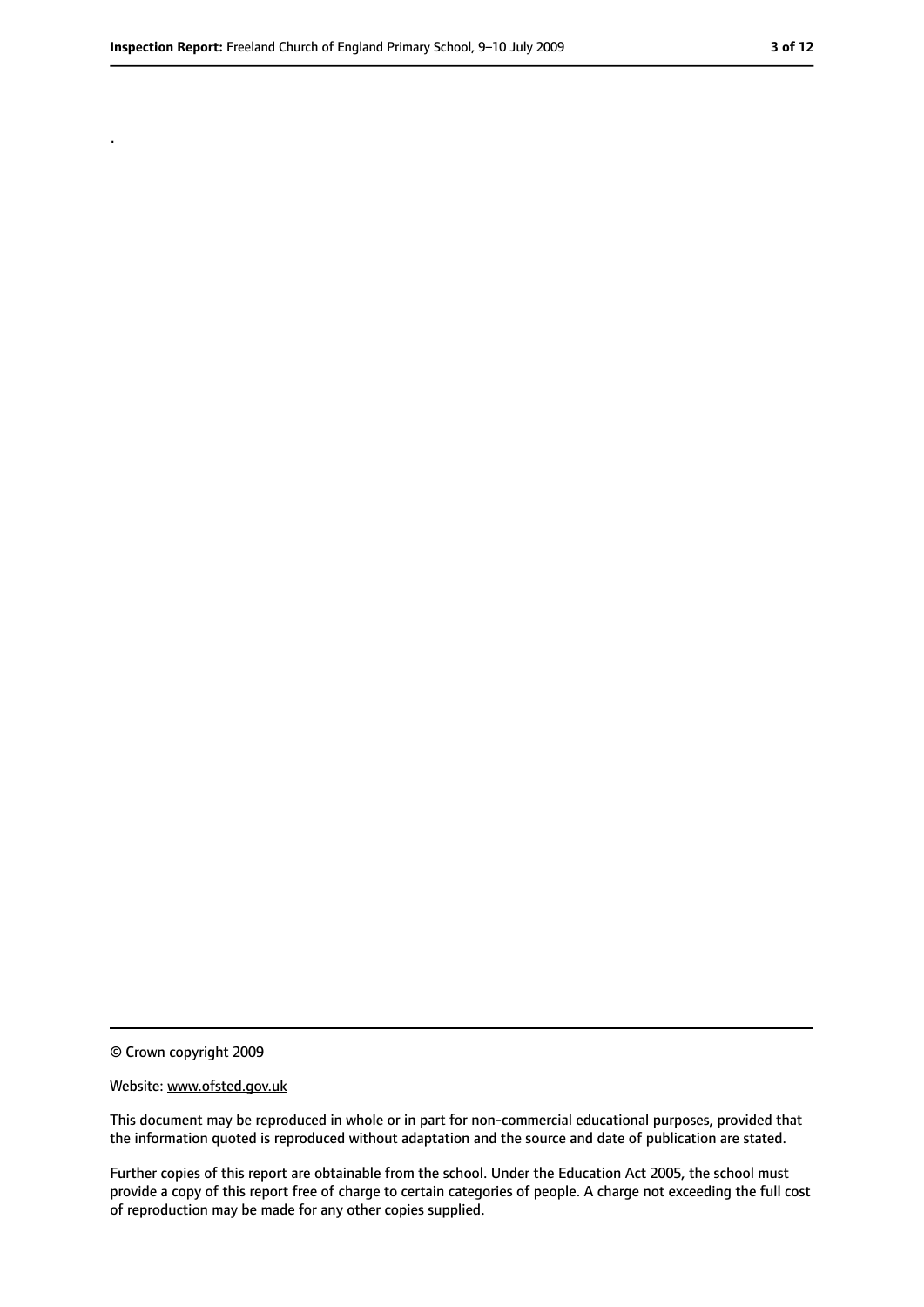.

© Crown copyright 2009

Website: www.ofsted.gov.uk

This document may be reproduced in whole or in part for non-commercial educational purposes, provided that the information quoted is reproduced without adaptation and the source and date of publication are stated.

Further copies of this report are obtainable from the school. Under the Education Act 2005, the school must provide a copy of this report free of charge to certain categories of people. A charge not exceeding the full cost of reproduction may be made for any other copies supplied.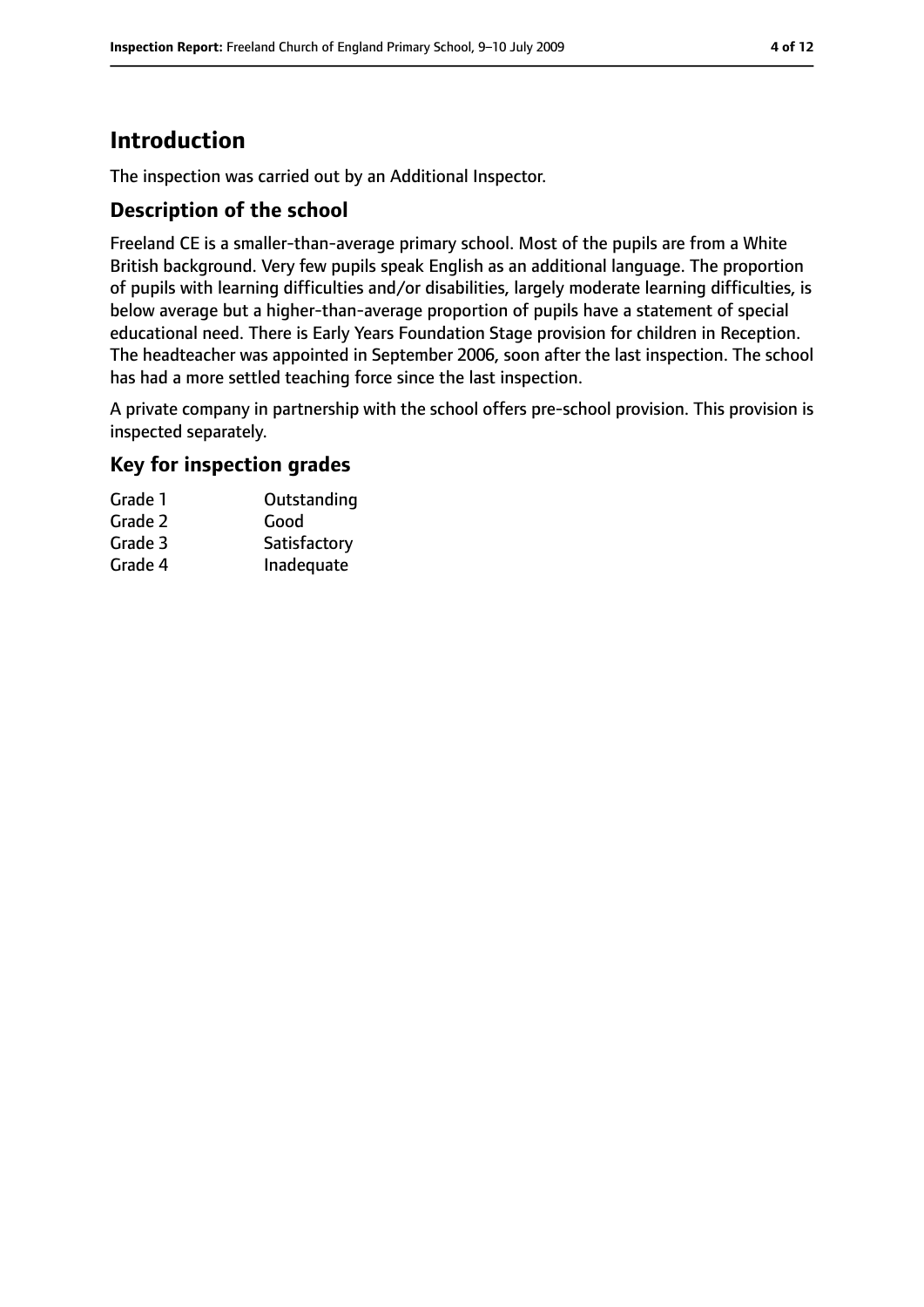# Introduction

The inspection was carried out by an Additional Inspector.

## Description of the school

Freeland CE is a smaller-than-average primary school. Most of the pupils are from a White British background. Very few pupils speak English as an additional language. The proportion of pupils with learning difficulties and/or disabilities, largely moderate learning difficulties, is below average but a higher-than-average proportion of pupils have a statement of special educational need. There is Early Years Foundation Stage provision for children in Reception. The headteacher was appointed in September 2006, soon after the last inspection. The school has had a more settled teaching force since the last inspection.

A private company in partnership with the school offers pre-school provision. This provision is inspected separately.

## Key for inspection grades

| | |
|---|---|
| Grade 1 | Outstanding |
| Grade 2 | Good |
| Grade 3 | Satisfactory |
| Grade 4 | Inadequate |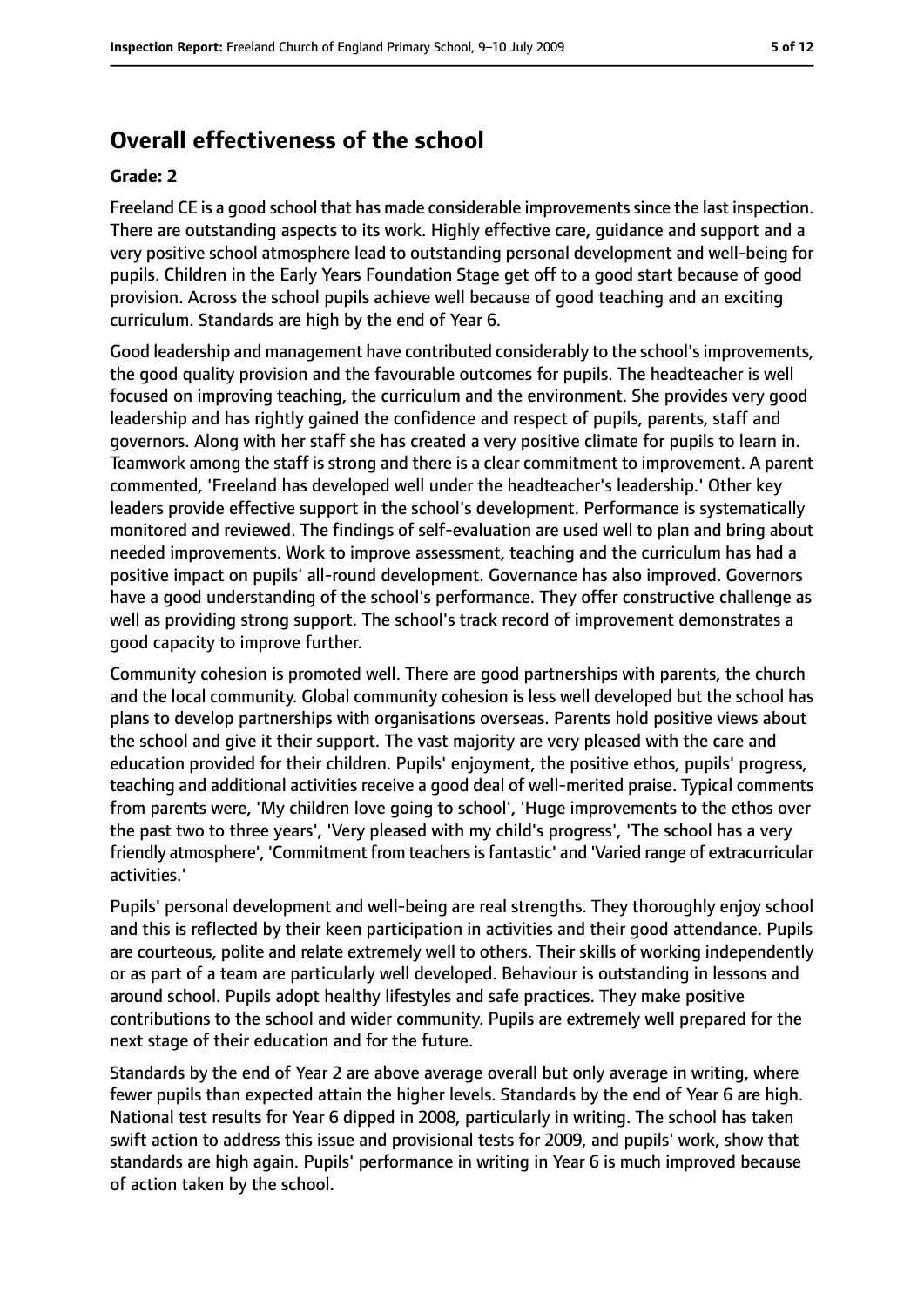# Overall effectiveness of the school

**Grade: 2**

Freeland CE is a good school that has made considerable improvements since the last inspection. There are outstanding aspects to its work. Highly effective care, guidance and support and a very positive school atmosphere lead to outstanding personal development and well-being for pupils. Children in the Early Years Foundation Stage get off to a good start because of good provision. Across the school pupils achieve well because of good teaching and an exciting curriculum. Standards are high by the end of Year 6.

Good leadership and management have contributed considerably to the school's improvements, the good quality provision and the favourable outcomes for pupils. The headteacher is well focused on improving teaching, the curriculum and the environment. She provides very good leadership and has rightly gained the confidence and respect of pupils, parents, staff and governors. Along with her staff she has created a very positive climate for pupils to learn in. Teamwork among the staff is strong and there is a clear commitment to improvement. A parent commented, 'Freeland has developed well under the headteacher's leadership.' Other key leaders provide effective support in the school's development. Performance is systematically monitored and reviewed. The findings of self-evaluation are used well to plan and bring about needed improvements. Work to improve assessment, teaching and the curriculum has had a positive impact on pupils' all-round development. Governance has also improved. Governors have a good understanding of the school's performance. They offer constructive challenge as well as providing strong support. The school's track record of improvement demonstrates a good capacity to improve further.

Community cohesion is promoted well. There are good partnerships with parents, the church and the local community. Global community cohesion is less well developed but the school has plans to develop partnerships with organisations overseas. Parents hold positive views about the school and give it their support. The vast majority are very pleased with the care and education provided for their children. Pupils' enjoyment, the positive ethos, pupils' progress, teaching and additional activities receive a good deal of well-merited praise. Typical comments from parents were, 'My children love going to school', 'Huge improvements to the ethos over the past two to three years', 'Very pleased with my child's progress', 'The school has a very friendly atmosphere', 'Commitment from teachers is fantastic' and 'Varied range of extracurricular activities.'

Pupils' personal development and well-being are real strengths. They thoroughly enjoy school and this is reflected by their keen participation in activities and their good attendance. Pupils are courteous, polite and relate extremely well to others. Their skills of working independently or as part of a team are particularly well developed. Behaviour is outstanding in lessons and around school. Pupils adopt healthy lifestyles and safe practices. They make positive contributions to the school and wider community. Pupils are extremely well prepared for the next stage of their education and for the future.

Standards by the end of Year 2 are above average overall but only average in writing, where fewer pupils than expected attain the higher levels. Standards by the end of Year 6 are high. National test results for Year 6 dipped in 2008, particularly in writing. The school has taken swift action to address this issue and provisional tests for 2009, and pupils' work, show that standards are high again. Pupils' performance in writing in Year 6 is much improved because of action taken by the school.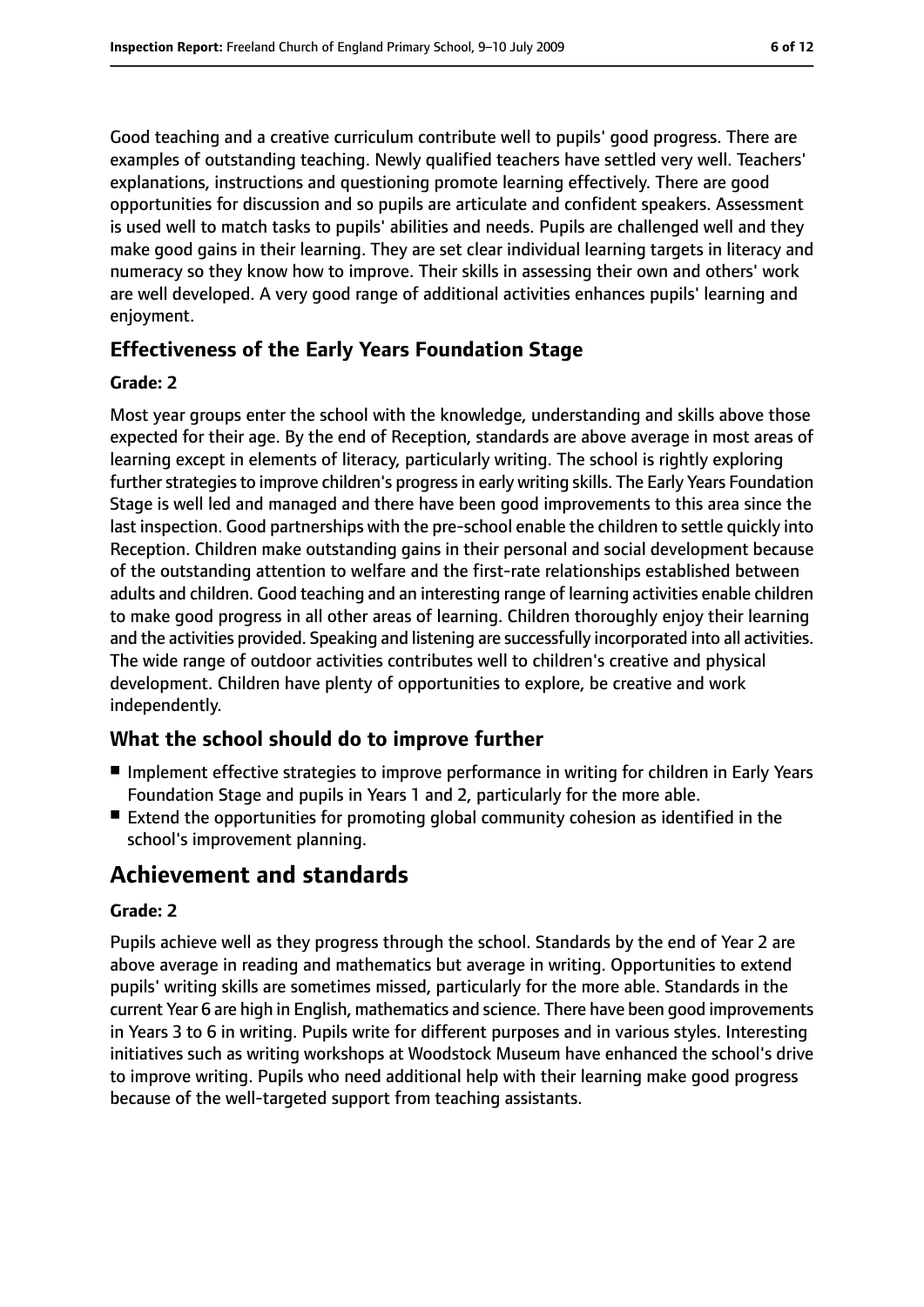Good teaching and a creative curriculum contribute well to pupils' good progress. There are examples of outstanding teaching. Newly qualified teachers have settled very well. Teachers' explanations, instructions and questioning promote learning effectively. There are good opportunities for discussion and so pupils are articulate and confident speakers. Assessment is used well to match tasks to pupils' abilities and needs. Pupils are challenged well and they make good gains in their learning. They are set clear individual learning targets in literacy and numeracy so they know how to improve. Their skills in assessing their own and others' work are well developed. A very good range of additional activities enhances pupils' learning and enjoyment.

### Effectiveness of the Early Years Foundation Stage

**Grade: 2**

Most year groups enter the school with the knowledge, understanding and skills above those expected for their age. By the end of Reception, standards are above average in most areas of learning except in elements of literacy, particularly writing. The school is rightly exploring further strategies to improve children's progress in early writing skills. The Early Years Foundation Stage is well led and managed and there have been good improvements to this area since the last inspection. Good partnerships with the pre-school enable the children to settle quickly into Reception. Children make outstanding gains in their personal and social development because of the outstanding attention to welfare and the first-rate relationships established between adults and children. Good teaching and an interesting range of learning activities enable children to make good progress in all other areas of learning. Children thoroughly enjoy their learning and the activities provided. Speaking and listening are successfully incorporated into all activities. The wide range of outdoor activities contributes well to children's creative and physical development. Children have plenty of opportunities to explore, be creative and work independently.

### What the school should do to improve further

- Implement effective strategies to improve performance in writing for children in Early Years Foundation Stage and pupils in Years 1 and 2, particularly for the more able.
- Extend the opportunities for promoting global community cohesion as identified in the school's improvement planning.

## Achievement and standards

**Grade: 2**

Pupils achieve well as they progress through the school. Standards by the end of Year 2 are above average in reading and mathematics but average in writing. Opportunities to extend pupils' writing skills are sometimes missed, particularly for the more able. Standards in the current Year 6 are high in English, mathematics and science. There have been good improvements in Years 3 to 6 in writing. Pupils write for different purposes and in various styles. Interesting initiatives such as writing workshops at Woodstock Museum have enhanced the school's drive to improve writing. Pupils who need additional help with their learning make good progress because of the well-targeted support from teaching assistants.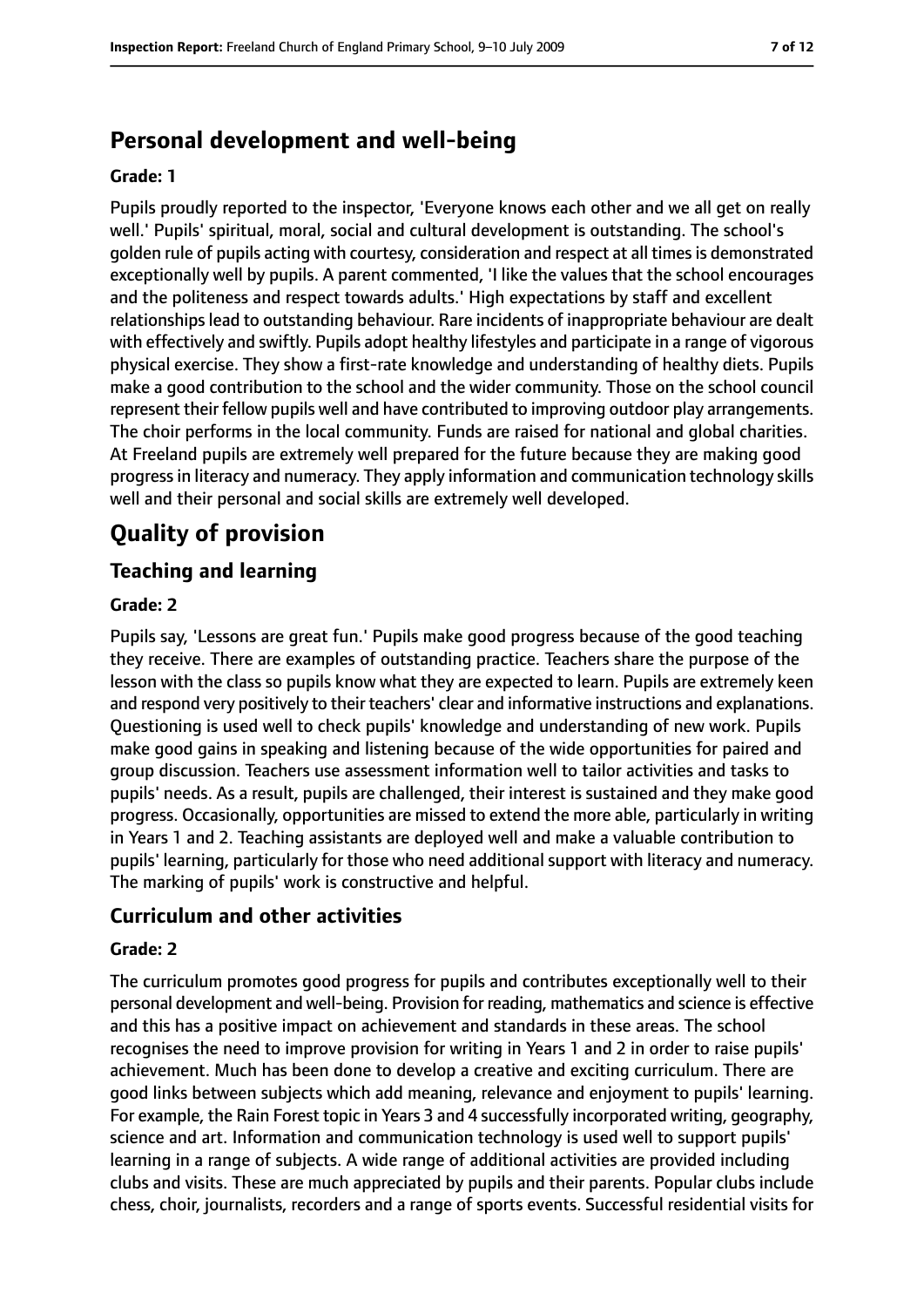## Personal development and well-being

**Grade: 1**

Pupils proudly reported to the inspector, 'Everyone knows each other and we all get on really well.' Pupils' spiritual, moral, social and cultural development is outstanding. The school's golden rule of pupils acting with courtesy, consideration and respect at all times is demonstrated exceptionally well by pupils. A parent commented, 'I like the values that the school encourages and the politeness and respect towards adults.' High expectations by staff and excellent relationships lead to outstanding behaviour. Rare incidents of inappropriate behaviour are dealt with effectively and swiftly. Pupils adopt healthy lifestyles and participate in a range of vigorous physical exercise. They show a first-rate knowledge and understanding of healthy diets. Pupils make a good contribution to the school and the wider community. Those on the school council represent their fellow pupils well and have contributed to improving outdoor play arrangements. The choir performs in the local community. Funds are raised for national and global charities. At Freeland pupils are extremely well prepared for the future because they are making good progress in literacy and numeracy. They apply information and communication technology skills well and their personal and social skills are extremely well developed.

# Quality of provision

## Teaching and learning

**Grade: 2**

Pupils say, 'Lessons are great fun.' Pupils make good progress because of the good teaching they receive. There are examples of outstanding practice. Teachers share the purpose of the lesson with the class so pupils know what they are expected to learn. Pupils are extremely keen and respond very positively to their teachers' clear and informative instructions and explanations. Questioning is used well to check pupils' knowledge and understanding of new work. Pupils make good gains in speaking and listening because of the wide opportunities for paired and group discussion. Teachers use assessment information well to tailor activities and tasks to pupils' needs. As a result, pupils are challenged, their interest is sustained and they make good progress. Occasionally, opportunities are missed to extend the more able, particularly in writing in Years 1 and 2. Teaching assistants are deployed well and make a valuable contribution to pupils' learning, particularly for those who need additional support with literacy and numeracy. The marking of pupils' work is constructive and helpful.

## Curriculum and other activities

**Grade: 2**

The curriculum promotes good progress for pupils and contributes exceptionally well to their personal development and well-being. Provision for reading, mathematics and science is effective and this has a positive impact on achievement and standards in these areas. The school recognises the need to improve provision for writing in Years 1 and 2 in order to raise pupils' achievement. Much has been done to develop a creative and exciting curriculum. There are good links between subjects which add meaning, relevance and enjoyment to pupils' learning. For example, the Rain Forest topic in Years 3 and 4 successfully incorporated writing, geography, science and art. Information and communication technology is used well to support pupils' learning in a range of subjects. A wide range of additional activities are provided including clubs and visits. These are much appreciated by pupils and their parents. Popular clubs include chess, choir, journalists, recorders and a range of sports events. Successful residential visits for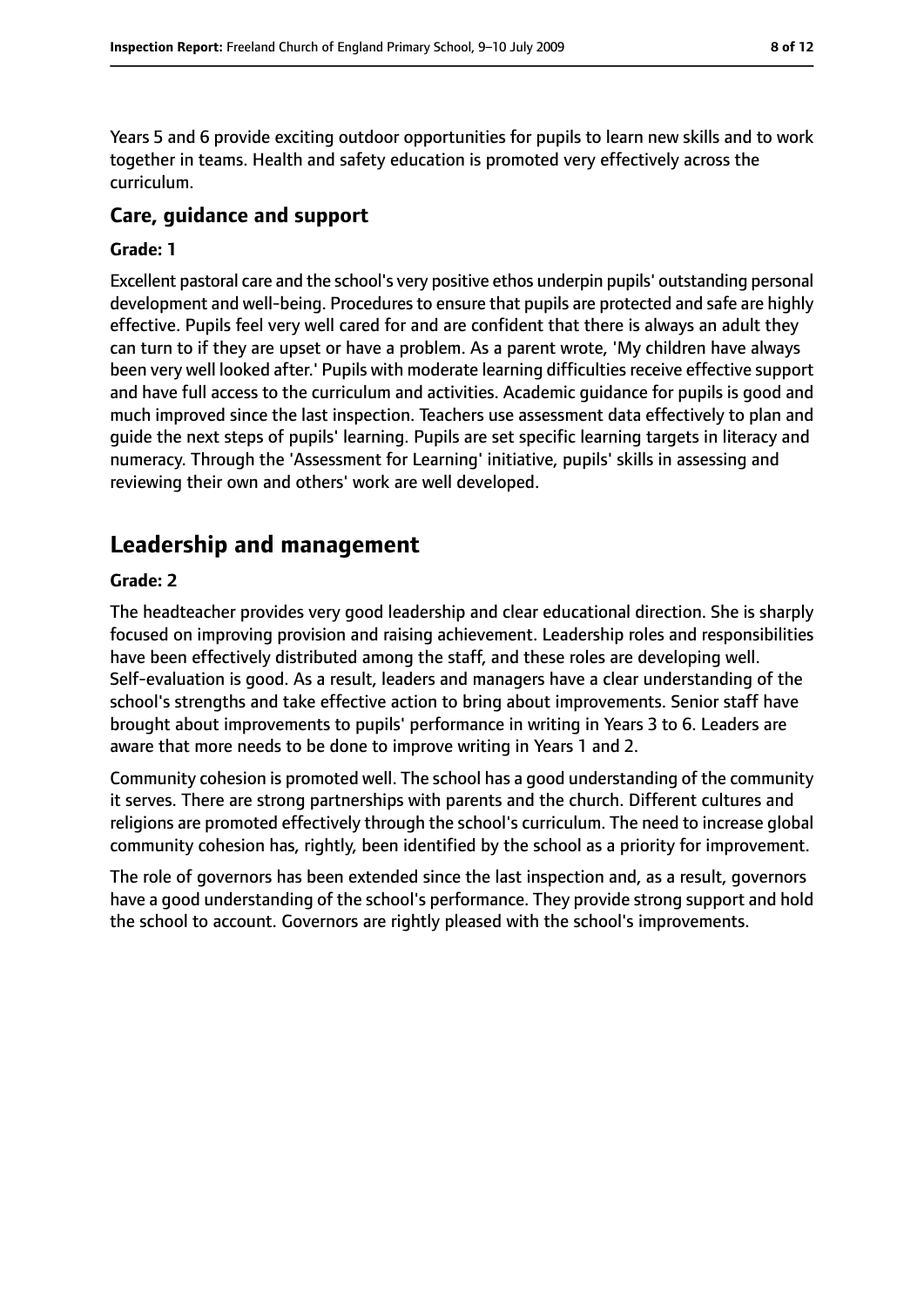Years 5 and 6 provide exciting outdoor opportunities for pupils to learn new skills and to work together in teams. Health and safety education is promoted very effectively across the curriculum.

### Care, guidance and support

**Grade: 1**

Excellent pastoral care and the school's very positive ethos underpin pupils' outstanding personal development and well-being. Procedures to ensure that pupils are protected and safe are highly effective. Pupils feel very well cared for and are confident that there is always an adult they can turn to if they are upset or have a problem. As a parent wrote, 'My children have always been very well looked after.' Pupils with moderate learning difficulties receive effective support and have full access to the curriculum and activities. Academic guidance for pupils is good and much improved since the last inspection. Teachers use assessment data effectively to plan and guide the next steps of pupils' learning. Pupils are set specific learning targets in literacy and numeracy. Through the 'Assessment for Learning' initiative, pupils' skills in assessing and reviewing their own and others' work are well developed.

## Leadership and management

**Grade: 2**

The headteacher provides very good leadership and clear educational direction. She is sharply focused on improving provision and raising achievement. Leadership roles and responsibilities have been effectively distributed among the staff, and these roles are developing well. Self-evaluation is good. As a result, leaders and managers have a clear understanding of the school's strengths and take effective action to bring about improvements. Senior staff have brought about improvements to pupils' performance in writing in Years 3 to 6. Leaders are aware that more needs to be done to improve writing in Years 1 and 2.

Community cohesion is promoted well. The school has a good understanding of the community it serves. There are strong partnerships with parents and the church. Different cultures and religions are promoted effectively through the school's curriculum. The need to increase global community cohesion has, rightly, been identified by the school as a priority for improvement.

The role of governors has been extended since the last inspection and, as a result, governors have a good understanding of the school's performance. They provide strong support and hold the school to account. Governors are rightly pleased with the school's improvements.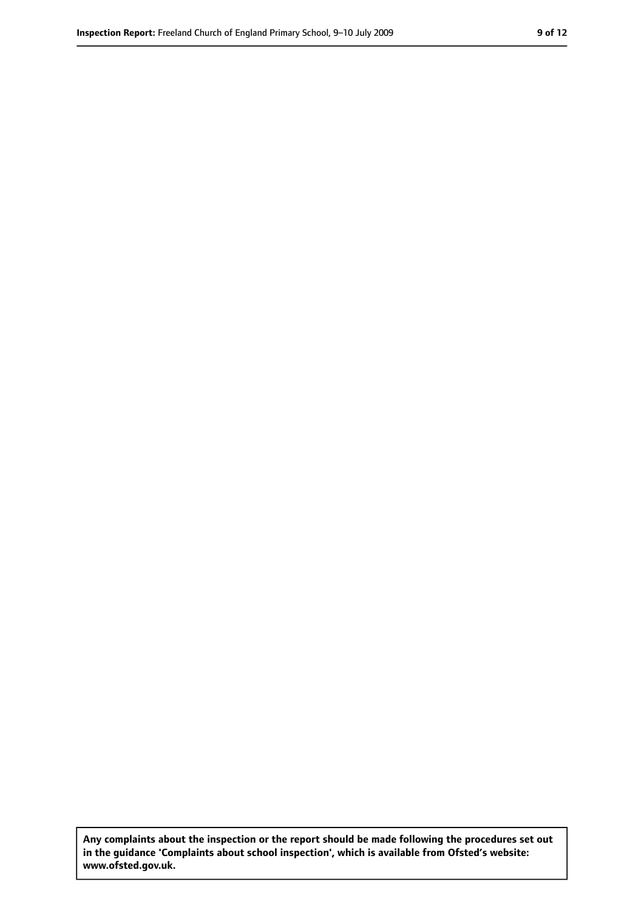**Any complaints about the inspection or the report should be made following the procedures set out in the guidance 'Complaints about school inspection', which is available from Ofsted's website: www.ofsted.gov.uk.**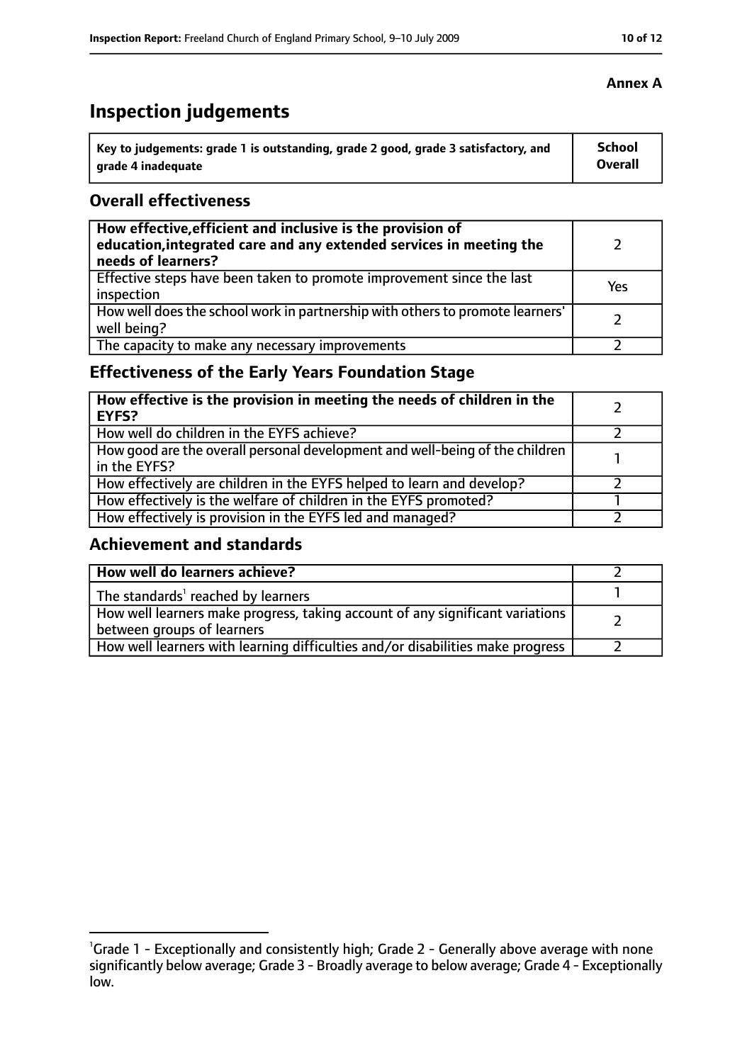**Annex A**

# Inspection judgements

| Key to judgements: grade 1 is outstanding, grade 2 good, grade 3 satisfactory, and grade 4 inadequate | School Overall |
|---|---|

## Overall effectiveness

| | |
|---|---|
| **How effective, efficient and inclusive is the provision of education, integrated care and any extended services in meeting the needs of learners?** | 2 |
| Effective steps have been taken to promote improvement since the last inspection | Yes |
| How well does the school work in partnership with others to promote learners' well being? | 2 |
| The capacity to make any necessary improvements | 2 |

## Effectiveness of the Early Years Foundation Stage

| | |
|---|---|
| **How effective is the provision in meeting the needs of children in the EYFS?** | 2 |
| How well do children in the EYFS achieve? | 2 |
| How good are the overall personal development and well-being of the children in the EYFS? | 1 |
| How effectively are children in the EYFS helped to learn and develop? | 2 |
| How effectively is the welfare of children in the EYFS promoted? | 1 |
| How effectively is provision in the EYFS led and managed? | 2 |

## Achievement and standards

| | |
|---|---|
| **How well do learners achieve?** | 2 |
| The standards[1] reached by learners | 1 |
| How well learners make progress, taking account of any significant variations between groups of learners | 2 |
| How well learners with learning difficulties and/or disabilities make progress | 2 |

[1]Grade 1 - Exceptionally and consistently high; Grade 2 - Generally above average with none significantly below average; Grade 3 - Broadly average to below average; Grade 4 - Exceptionally low.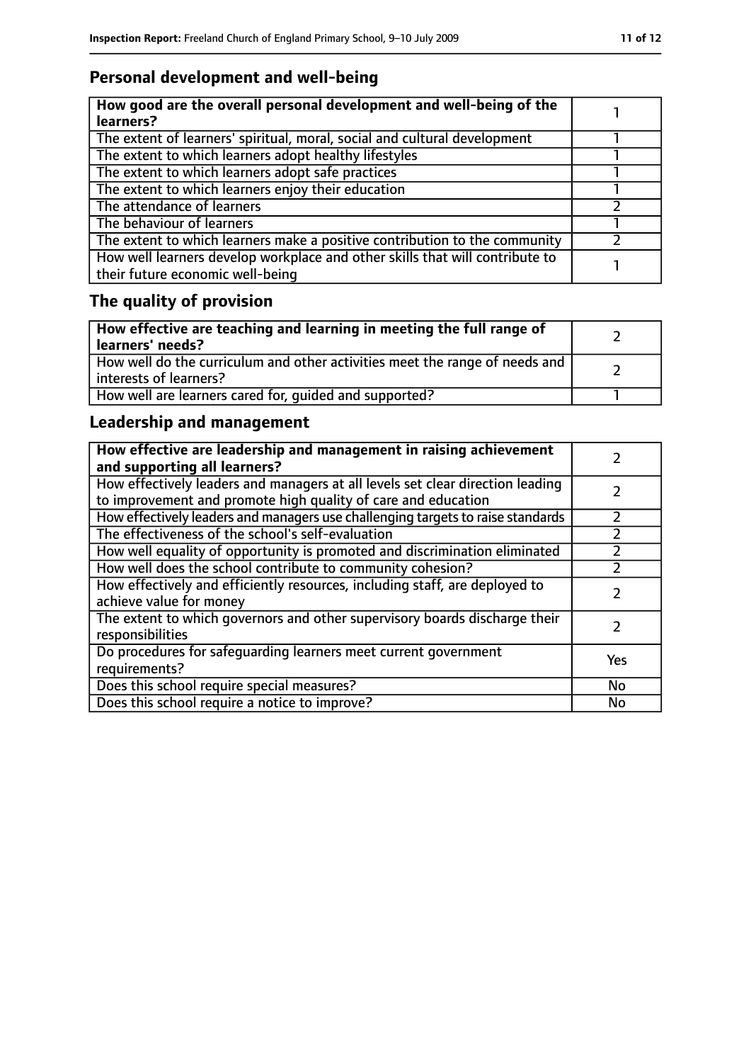## Personal development and well-being

| **How good are the overall personal development and well-being of the learners?** | 1 |
|---|---|
| The extent of learners' spiritual, moral, social and cultural development | 1 |
| The extent to which learners adopt healthy lifestyles | 1 |
| The extent to which learners adopt safe practices | 1 |
| The extent to which learners enjoy their education | 1 |
| The attendance of learners | 2 |
| The behaviour of learners | 1 |
| The extent to which learners make a positive contribution to the community | 2 |
| How well learners develop workplace and other skills that will contribute to their future economic well-being | 1 |

## The quality of provision

| **How effective are teaching and learning in meeting the full range of learners' needs?** | 2 |
|---|---|
| How well do the curriculum and other activities meet the range of needs and interests of learners? | 2 |
| How well are learners cared for, guided and supported? | 1 |

## Leadership and management

| **How effective are leadership and management in raising achievement and supporting all learners?** | 2 |
|---|---|
| How effectively leaders and managers at all levels set clear direction leading to improvement and promote high quality of care and education | 2 |
| How effectively leaders and managers use challenging targets to raise standards | 2 |
| The effectiveness of the school's self-evaluation | 2 |
| How well equality of opportunity is promoted and discrimination eliminated | 2 |
| How well does the school contribute to community cohesion? | 2 |
| How effectively and efficiently resources, including staff, are deployed to achieve value for money | 2 |
| The extent to which governors and other supervisory boards discharge their responsibilities | 2 |
| Do procedures for safeguarding learners meet current government requirements? | Yes |
| Does this school require special measures? | No |
| Does this school require a notice to improve? | No |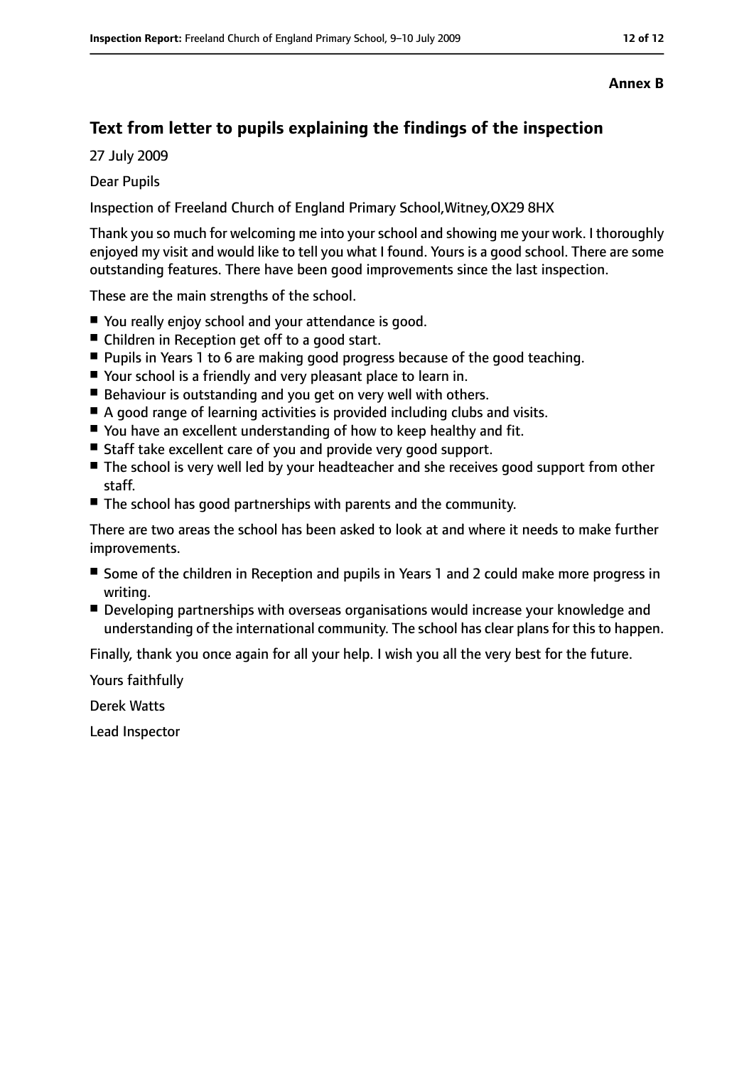**Annex B**

## Text from letter to pupils explaining the findings of the inspection

27 July 2009

Dear Pupils

Inspection of Freeland Church of England Primary School,Witney,OX29 8HX

Thank you so much for welcoming me into your school and showing me your work. I thoroughly enjoyed my visit and would like to tell you what I found. Yours is a good school. There are some outstanding features. There have been good improvements since the last inspection.

These are the main strengths of the school.

- You really enjoy school and your attendance is good.
- Children in Reception get off to a good start.
- Pupils in Years 1 to 6 are making good progress because of the good teaching.
- Your school is a friendly and very pleasant place to learn in.
- Behaviour is outstanding and you get on very well with others.
- A good range of learning activities is provided including clubs and visits.
- You have an excellent understanding of how to keep healthy and fit.
- Staff take excellent care of you and provide very good support.
- The school is very well led by your headteacher and she receives good support from other staff.
- The school has good partnerships with parents and the community.

There are two areas the school has been asked to look at and where it needs to make further improvements.

- Some of the children in Reception and pupils in Years 1 and 2 could make more progress in writing.
- Developing partnerships with overseas organisations would increase your knowledge and understanding of the international community. The school has clear plans for this to happen.

Finally, thank you once again for all your help. I wish you all the very best for the future.

Yours faithfully

Derek Watts

Lead Inspector